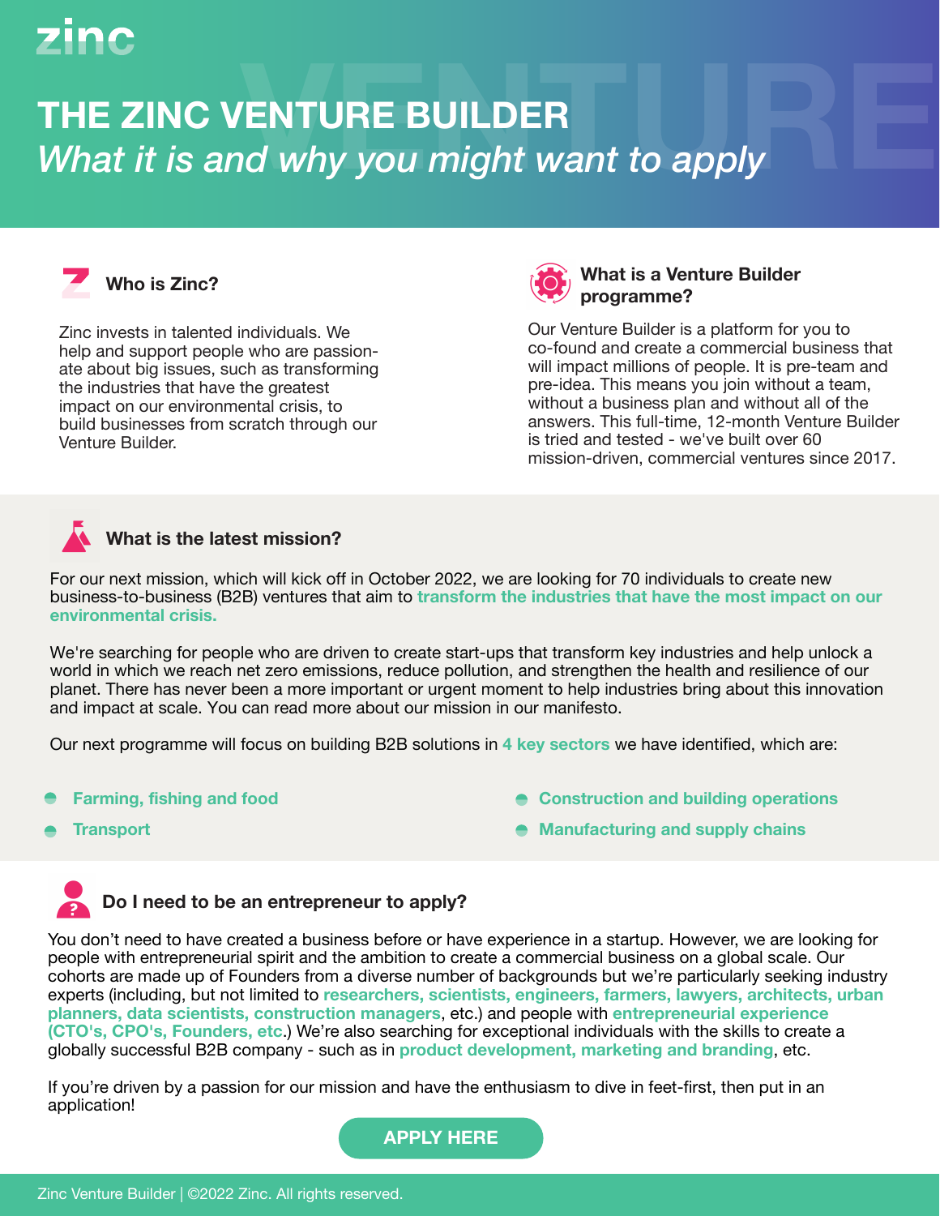zinc

# THE ZINC VENTURE BUILDER

*What it is and why you might want to apply*

## Who is Zinc?

Zinc invests in talented individuals. We help and support people who are passionate about big issues, such as transforming the industries that have the greatest impact on our environmental crisis, to build businesses from scratch through our Venture Builder.

## What is a Venture Builder programme?

Our Venture Builder is a platform for you to co-found and create a commercial business that will impact millions of people. It is pre-team and pre-idea. This means you join without a team, without a business plan and without all of the answers. This full-time, 12-month Venture Builder is tried and tested - we've built over 60 mission-driven, commercial ventures since 2017.

## What is the latest mission?

For our next mission, which will kick off in October 2022, we are looking for 70 individuals to create new business-to-business (B2B) ventures that aim to **transform the industries that have the most impact on our environmental crisis.**

We're searching for people who are driven to create start-ups that transform key industries and help unlock a world in which we reach net zero emissions, reduce pollution, and strengthen the health and resilience of our planet. There has never been a more important or urgent moment to help industries bring about this innovation and impact at scale. You can read more about our mission in our manifesto.

Our next programme will focus on building B2B solutions in **4 key sectors** we have identified, which are:

- **Farming, fishing and food**
- **Transport**
- **Construction and building operations**
- **Manufacturing and supply chains**

## Do I need to be an entrepreneur to apply?

You don't need to have created a business before or have experience in a startup. However, we are looking for people with entrepreneurial spirit and the ambition to create a commercial business on a global scale. Our cohorts are made up of Founders from a diverse number of backgrounds but we're particularly seeking industry experts (including, but not limited to **researchers, scientists, engineers, farmers, lawyers, architects, urban planners, data scientists, construction managers**, etc.) and people with **entrepreneurial experience (CTO's, CPO's, Founders, etc.**) We're also searching for exceptional individuals with the skills to create a globally successful B2B company - such as in **product development, marketing and branding**, etc.

If you're driven by a passion for our mission and have the enthusiasm to dive in feet-first, then put in an application!

**APPLY HERE**

Zinc Venture Builder | ©2022 Zinc. All rights reserved.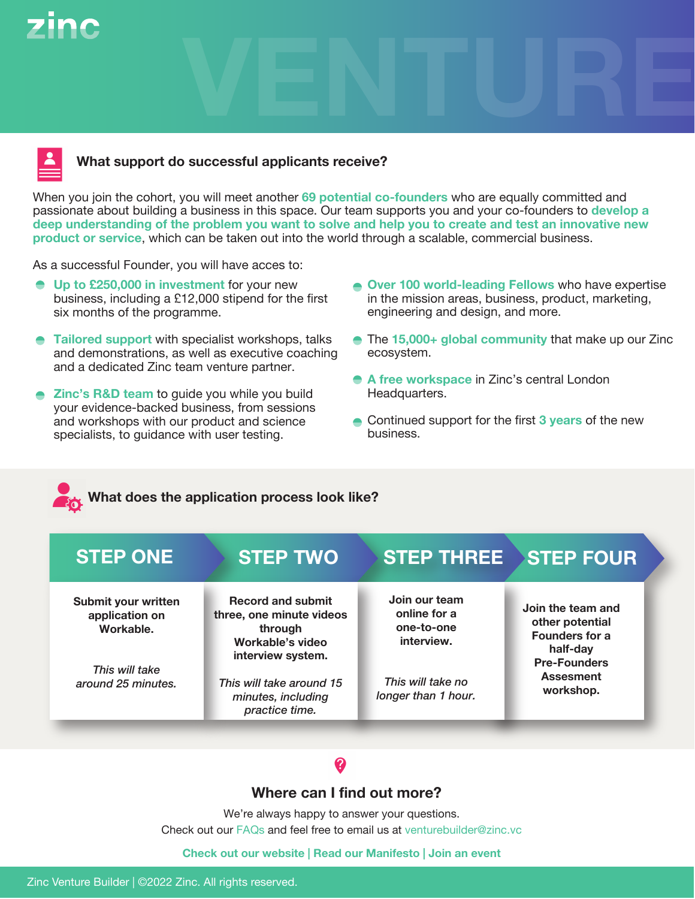# zinc

VENTURE

## What support do successful applicants receive?

When you join the cohort, you will meet another **69 potential co-founders** who are equally committed and passionate about building a business in this space. Our team supports you and your co-founders to **develop a deep understanding of the problem you want to solve and help you to create and test an innovative new product or service**, which can be taken out into the world through a scalable, commercial business.

As a successful Founder, you will have acces to:

- **Up to £250,000 in investment** for your new business, including a £12,000 stipend for the first six months of the programme.
- **Tailored support** with specialist workshops, talks and demonstrations, as well as executive coaching and a dedicated Zinc team venture partner.
- **Zinc's R&D team** to guide you while you build your evidence-backed business, from sessions and workshops with our product and science specialists, to guidance with user testing.
- **Over 100 world-leading Fellows** who have expertise in the mission areas, business, product, marketing, engineering and design, and more.
- The **15,000+ global community** that make up our Zinc ecosystem.
- **A free workspace** in Zinc's central London Headquarters.
- Continued support for the first **3 years** of the new business.

## What does the application process look like?

| STEP ONE | STEP TWO | STEP THREE | STEP FOUR |
|---|---|---|---|
| **Submit your written application on Workable.** *This will take around 25 minutes.* | **Record and submit three, one minute videos through Workable's video interview system.** *This will take around 15 minutes, including practice time.* | **Join our team online for a one-to-one interview.** *This will take no longer than 1 hour.* | **Join the team and other potential Founders for a half-day Pre-Founders Assesment workshop.** |

## Where can I find out more?

We're always happy to answer your questions.
Check out our FAQs and feel free to email us at venturebuilder@zinc.vc

**Check out our website | Read our Manifesto | Join an event**

Zinc Venture Builder | ©2022 Zinc. All rights reserved.